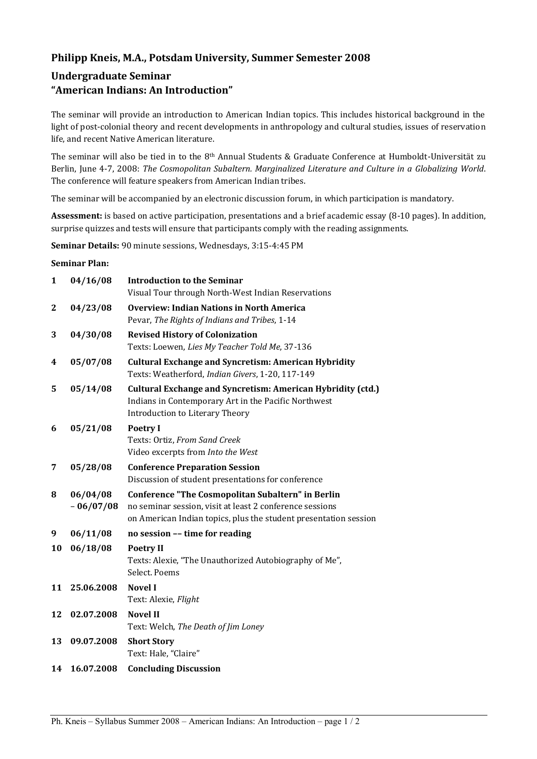## Philipp Kneis, M.A., Potsdam University, Summer Semester 2008

## Undergraduate Seminar
## "American Indians: An Introduction"

The seminar will provide an introduction to American Indian topics. This includes historical background in the light of post-colonial theory and recent developments in anthropology and cultural studies, issues of reservation life, and recent Native American literature.

The seminar will also be tied in to the 8th Annual Students & Graduate Conference at Humboldt-Universität zu Berlin, June 4-7, 2008: *The Cosmopolitan Subaltern. Marginalized Literature and Culture in a Globalizing World*. The conference will feature speakers from American Indian tribes.

The seminar will be accompanied by an electronic discussion forum, in which participation is mandatory.

**Assessment:** is based on active participation, presentations and a brief academic essay (8-10 pages). In addition, surprise quizzes and tests will ensure that participants comply with the reading assignments.

**Seminar Details:** 90 minute sessions, Wednesdays, 3:15-4:45 PM

**Seminar Plan:**

| | | |
|---|---|---|
| **1** | **04/16/08** | **Introduction to the Seminar**<br>Visual Tour through North-West Indian Reservations |
| **2** | **04/23/08** | **Overview: Indian Nations in North America**<br>Pevar, *The Rights of Indians and Tribes*, 1-14 |
| **3** | **04/30/08** | **Revised History of Colonization**<br>Texts: Loewen, *Lies My Teacher Told Me*, 37-136 |
| **4** | **05/07/08** | **Cultural Exchange and Syncretism: American Hybridity**<br>Texts: Weatherford, *Indian Givers*, 1-20, 117-149 |
| **5** | **05/14/08** | **Cultural Exchange and Syncretism: American Hybridity (ctd.)**<br>Indians in Contemporary Art in the Pacific Northwest<br>Introduction to Literary Theory |
| **6** | **05/21/08** | **Poetry I**<br>Texts: Ortiz, *From Sand Creek*<br>Video excerpts from *Into the West* |
| **7** | **05/28/08** | **Conference Preparation Session**<br>Discussion of student presentations for conference |
| **8** | **06/04/08 – 06/07/08** | **Conference "The Cosmopolitan Subaltern" in Berlin**<br>no seminar session, visit at least 2 conference sessions on American Indian topics, plus the student presentation session |
| **9** | **06/11/08** | **no session –– time for reading** |
| **10** | **06/18/08** | **Poetry II**<br>Texts: Alexie, "The Unauthorized Autobiography of Me",<br>Select. Poems |
| **11** | **25.06.2008** | **Novel I**<br>Text: Alexie, *Flight* |
| **12** | **02.07.2008** | **Novel II**<br>Text: Welch, *The Death of Jim Loney* |
| **13** | **09.07.2008** | **Short Story**<br>Text: Hale, "Claire" |
| **14** | **16.07.2008** | **Concluding Discussion** |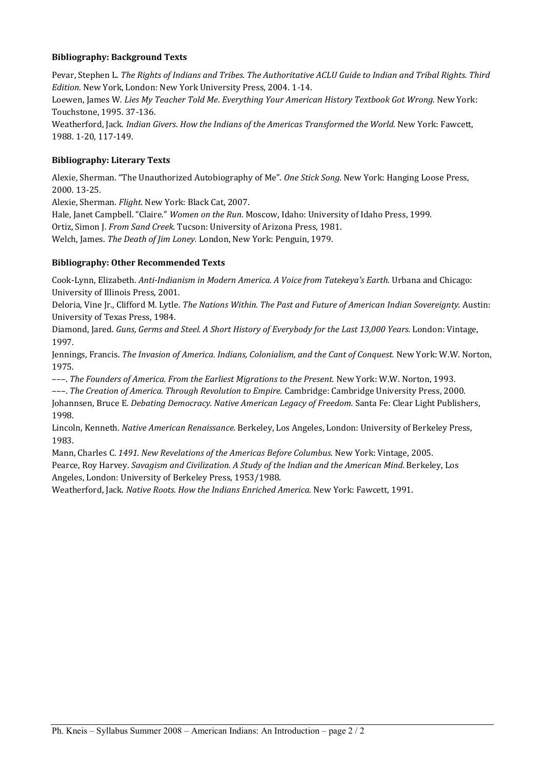**Bibliography: Background Texts**

Pevar, Stephen L. *The Rights of Indians and Tribes. The Authoritative ACLU Guide to Indian and Tribal Rights. Third Edition.* New York, London: New York University Press, 2004. 1-14.

Loewen, James W. *Lies My Teacher Told Me. Everything Your American History Textbook Got Wrong.* New York: Touchstone, 1995. 37-136.

Weatherford, Jack. *Indian Givers. How the Indians of the Americas Transformed the World.* New York: Fawcett, 1988. 1-20, 117-149.

**Bibliography: Literary Texts**

Alexie, Sherman. "The Unauthorized Autobiography of Me". *One Stick Song.* New York: Hanging Loose Press, 2000. 13-25.

Alexie, Sherman. *Flight.* New York: Black Cat, 2007.

Hale, Janet Campbell. "Claire." *Women on the Run.* Moscow, Idaho: University of Idaho Press, 1999.

Ortiz, Simon J. *From Sand Creek.* Tucson: University of Arizona Press, 1981.

Welch, James. *The Death of Jim Loney.* London, New York: Penguin, 1979.

**Bibliography: Other Recommended Texts**

Cook-Lynn, Elizabeth. *Anti-Indianism in Modern America. A Voice from Tatekeya's Earth.* Urbana and Chicago: University of Illinois Press, 2001.

Deloria, Vine Jr., Clifford M. Lytle. *The Nations Within. The Past and Future of American Indian Sovereignty.* Austin: University of Texas Press, 1984.

Diamond, Jared. *Guns, Germs and Steel. A Short History of Everybody for the Last 13,000 Years.* London: Vintage, 1997.

Jennings, Francis. *The Invasion of America. Indians, Colonialism, and the Cant of Conquest.* New York: W.W. Norton, 1975.

–––. *The Founders of America. From the Earliest Migrations to the Present.* New York: W.W. Norton, 1993.

–––. *The Creation of America. Through Revolution to Empire.* Cambridge: Cambridge University Press, 2000.

Johannsen, Bruce E. *Debating Democracy. Native American Legacy of Freedom.* Santa Fe: Clear Light Publishers, 1998.

Lincoln, Kenneth. *Native American Renaissance.* Berkeley, Los Angeles, London: University of Berkeley Press, 1983.

Mann, Charles C. *1491. New Revelations of the Americas Before Columbus.* New York: Vintage, 2005.

Pearce, Roy Harvey. *Savagism and Civilization. A Study of the Indian and the American Mind.* Berkeley, Los Angeles, London: University of Berkeley Press, 1953/1988.

Weatherford, Jack. *Native Roots. How the Indians Enriched America.* New York: Fawcett, 1991.